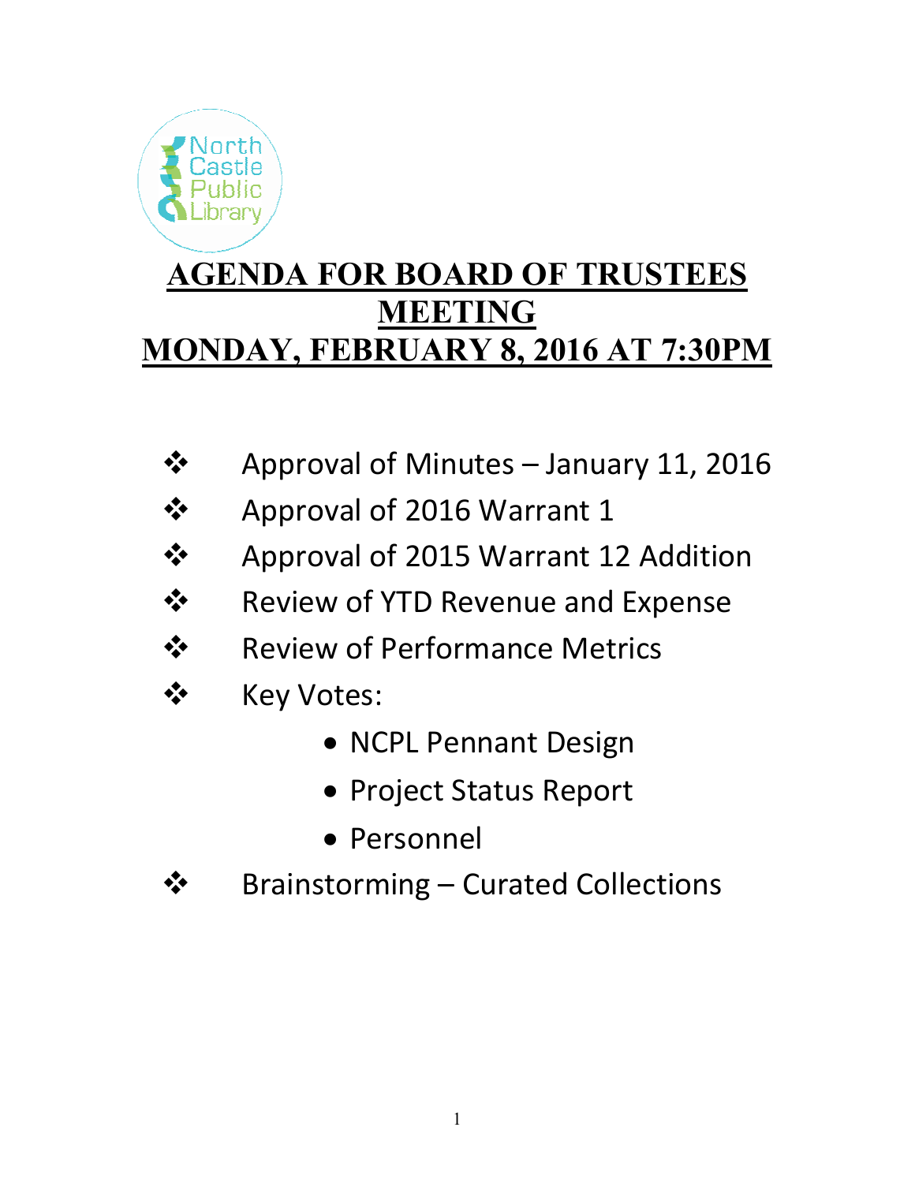# AGENDA FOR BOARD OF TRUSTEES MEETING MONDAY, FEBRUARY 8, 2016 AT 7:30PM

- Approval of Minutes – January 11, 2016
- Approval of 2016 Warrant 1
- Approval of 2015 Warrant 12 Addition
- Review of YTD Revenue and Expense
- Review of Performance Metrics
- Key Votes:
  - NCPL Pennant Design
  - Project Status Report
  - Personnel
- Brainstorming – Curated Collections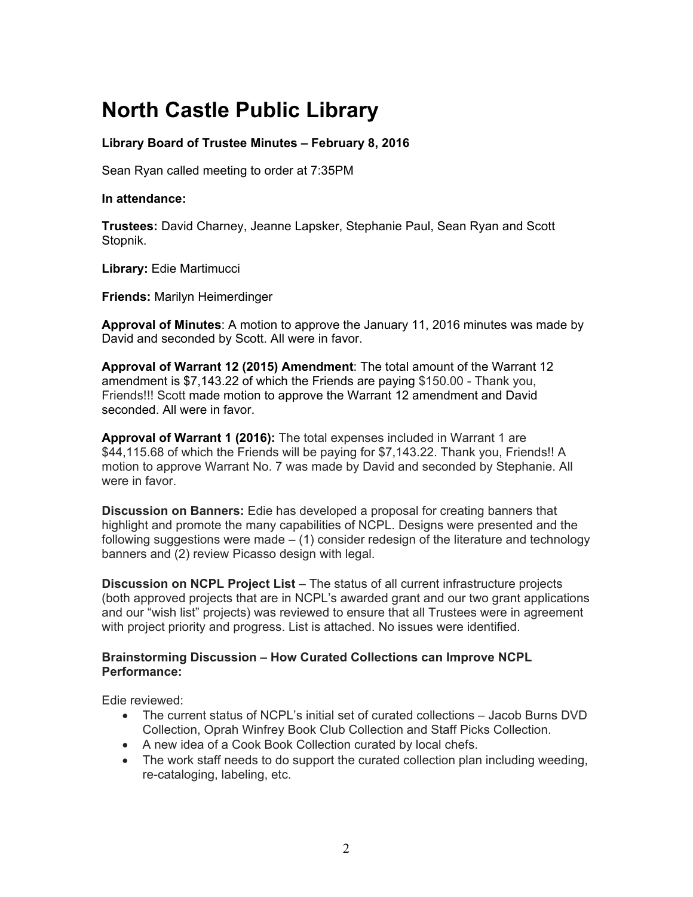# North Castle Public Library

**Library Board of Trustee Minutes – February 8, 2016**

Sean Ryan called meeting to order at 7:35PM

**In attendance:**

**Trustees:** David Charney, Jeanne Lapsker, Stephanie Paul, Sean Ryan and Scott Stopnik.

**Library:** Edie Martimucci

**Friends:** Marilyn Heimerdinger

**Approval of Minutes**: A motion to approve the January 11, 2016 minutes was made by David and seconded by Scott. All were in favor.

**Approval of Warrant 12 (2015) Amendment**: The total amount of the Warrant 12 amendment is $7,143.22 of which the Friends are paying $150.00 - Thank you, Friends!!! Scott made motion to approve the Warrant 12 amendment and David seconded. All were in favor.

**Approval of Warrant 1 (2016):** The total expenses included in Warrant 1 are $44,115.68 of which the Friends will be paying for $7,143.22. Thank you, Friends!! A motion to approve Warrant No. 7 was made by David and seconded by Stephanie. All were in favor.

**Discussion on Banners:** Edie has developed a proposal for creating banners that highlight and promote the many capabilities of NCPL. Designs were presented and the following suggestions were made – (1) consider redesign of the literature and technology banners and (2) review Picasso design with legal.

**Discussion on NCPL Project List** – The status of all current infrastructure projects (both approved projects that are in NCPL's awarded grant and our two grant applications and our "wish list" projects) was reviewed to ensure that all Trustees were in agreement with project priority and progress. List is attached. No issues were identified.

**Brainstorming Discussion – How Curated Collections can Improve NCPL Performance:**

Edie reviewed:

- The current status of NCPL's initial set of curated collections – Jacob Burns DVD Collection, Oprah Winfrey Book Club Collection and Staff Picks Collection.
- A new idea of a Cook Book Collection curated by local chefs.
- The work staff needs to do support the curated collection plan including weeding, re-cataloging, labeling, etc.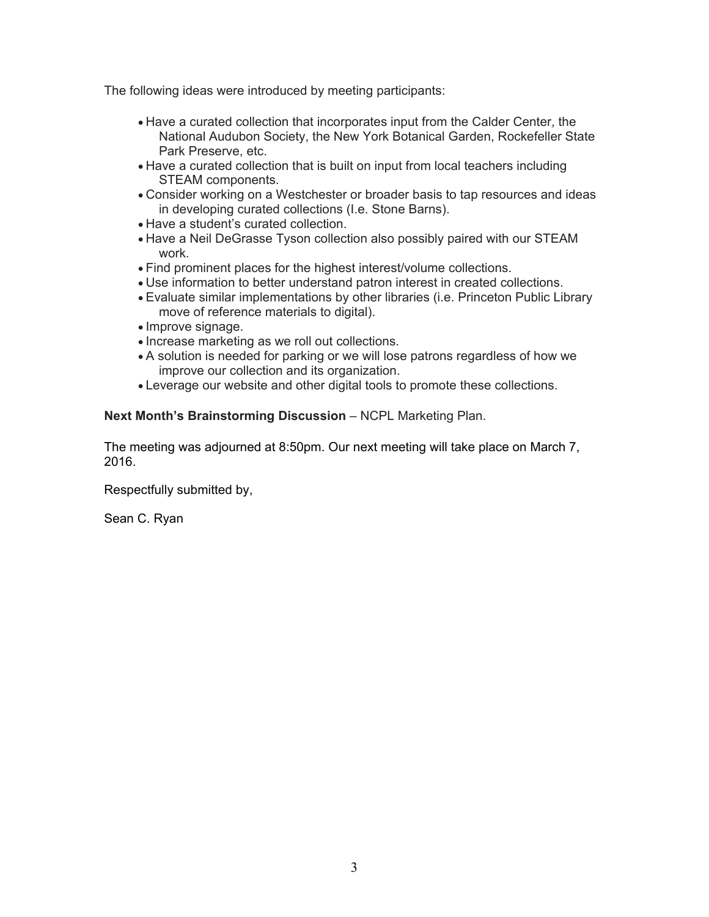The following ideas were introduced by meeting participants:

- Have a curated collection that incorporates input from the Calder Center, the National Audubon Society, the New York Botanical Garden, Rockefeller State Park Preserve, etc.
- Have a curated collection that is built on input from local teachers including STEAM components.
- Consider working on a Westchester or broader basis to tap resources and ideas in developing curated collections (I.e. Stone Barns).
- Have a student's curated collection.
- Have a Neil DeGrasse Tyson collection also possibly paired with our STEAM work.
- Find prominent places for the highest interest/volume collections.
- Use information to better understand patron interest in created collections.
- Evaluate similar implementations by other libraries (i.e. Princeton Public Library move of reference materials to digital).
- Improve signage.
- Increase marketing as we roll out collections.
- A solution is needed for parking or we will lose patrons regardless of how we improve our collection and its organization.
- Leverage our website and other digital tools to promote these collections.

**Next Month's Brainstorming Discussion** – NCPL Marketing Plan.

The meeting was adjourned at 8:50pm. Our next meeting will take place on March 7, 2016.

Respectfully submitted by,

Sean C. Ryan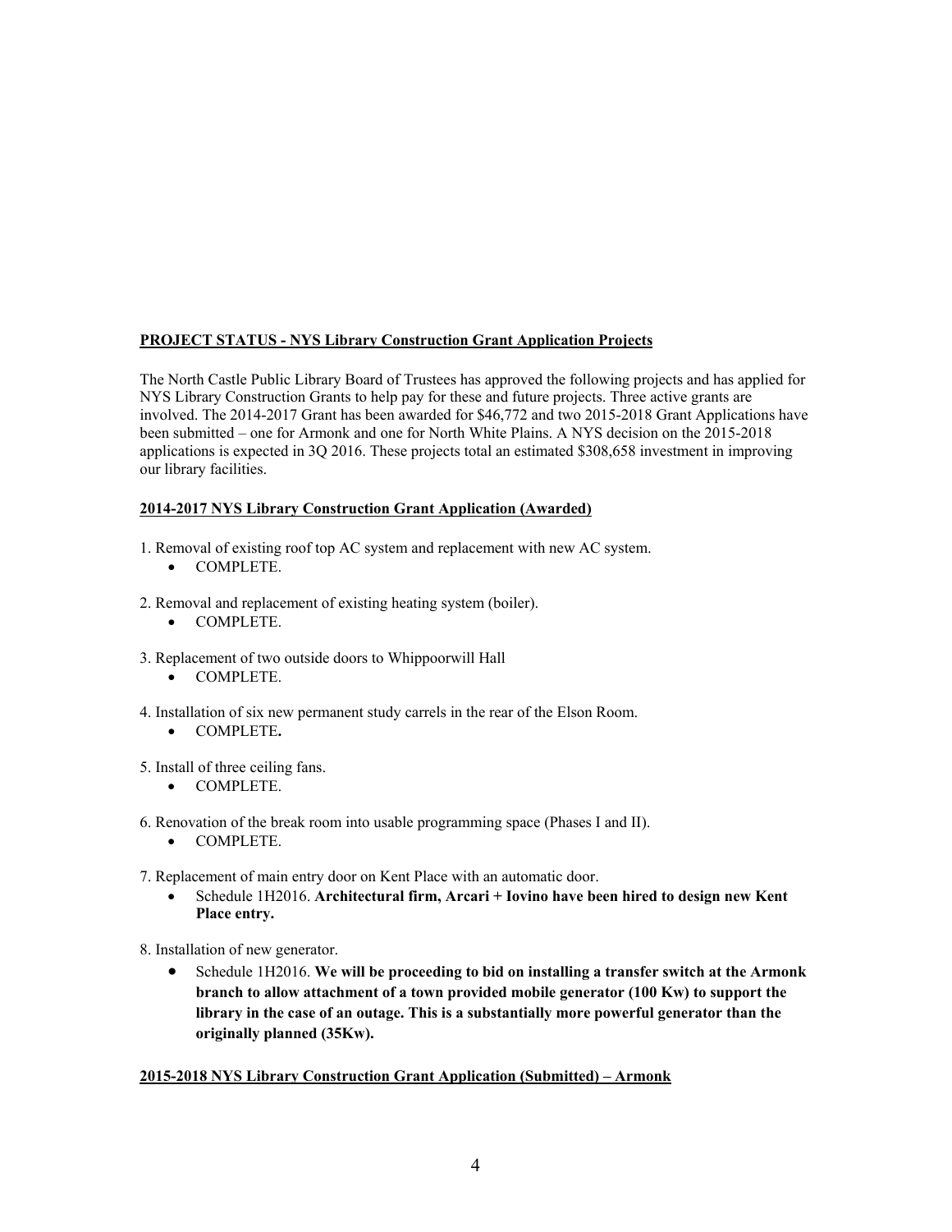**<u>PROJECT STATUS - NYS Library Construction Grant Application Projects</u>**

The North Castle Public Library Board of Trustees has approved the following projects and has applied for NYS Library Construction Grants to help pay for these and future projects. Three active grants are involved. The 2014-2017 Grant has been awarded for $46,772 and two 2015-2018 Grant Applications have been submitted – one for Armonk and one for North White Plains. A NYS decision on the 2015-2018 applications is expected in 3Q 2016. These projects total an estimated $308,658 investment in improving our library facilities.

**<u>2014-2017 NYS Library Construction Grant Application (Awarded)</u>**

1. Removal of existing roof top AC system and replacement with new AC system.
    - COMPLETE.

2. Removal and replacement of existing heating system (boiler).
    - COMPLETE.

3. Replacement of two outside doors to Whippoorwill Hall
    - COMPLETE.

4. Installation of six new permanent study carrels in the rear of the Elson Room.
    - COMPLETE**.**

5. Install of three ceiling fans.
    - COMPLETE.

6. Renovation of the break room into usable programming space (Phases I and II).
    - COMPLETE.

7. Replacement of main entry door on Kent Place with an automatic door.
    - Schedule 1H2016. **Architectural firm, Arcari + Iovino have been hired to design new Kent Place entry.**

8. Installation of new generator.
    - Schedule 1H2016. **We will be proceeding to bid on installing a transfer switch at the Armonk branch to allow attachment of a town provided mobile generator (100 Kw) to support the library in the case of an outage. This is a substantially more powerful generator than the originally planned (35Kw).**

**<u>2015-2018 NYS Library Construction Grant Application (Submitted) – Armonk</u>**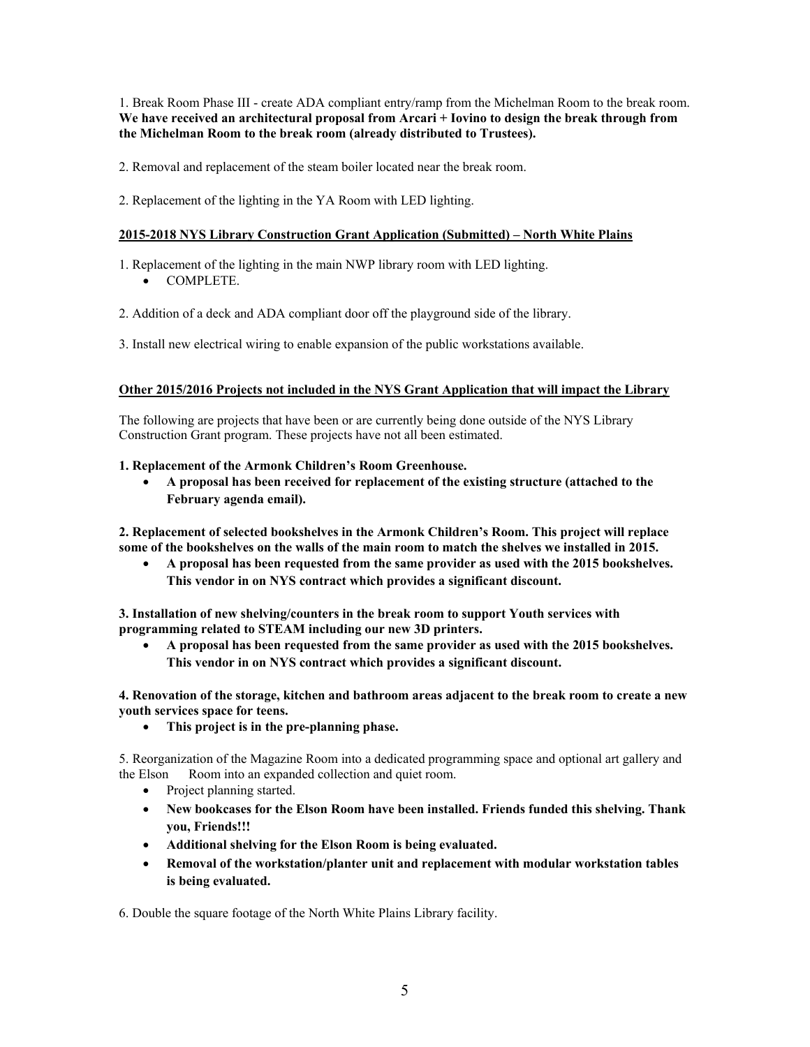1. Break Room Phase III - create ADA compliant entry/ramp from the Michelman Room to the break room. **We have received an architectural proposal from Arcari + Iovino to design the break through from the Michelman Room to the break room (already distributed to Trustees).**

2. Removal and replacement of the steam boiler located near the break room.

2. Replacement of the lighting in the YA Room with LED lighting.

**2015-2018 NYS Library Construction Grant Application (Submitted) – North White Plains**

1. Replacement of the lighting in the main NWP library room with LED lighting.
    - COMPLETE.

2. Addition of a deck and ADA compliant door off the playground side of the library.

3. Install new electrical wiring to enable expansion of the public workstations available.

**Other 2015/2016 Projects not included in the NYS Grant Application that will impact the Library**

The following are projects that have been or are currently being done outside of the NYS Library Construction Grant program. These projects have not all been estimated.

**1. Replacement of the Armonk Children's Room Greenhouse.**
- **A proposal has been received for replacement of the existing structure (attached to the February agenda email).**

**2. Replacement of selected bookshelves in the Armonk Children's Room. This project will replace some of the bookshelves on the walls of the main room to match the shelves we installed in 2015.**
- **A proposal has been requested from the same provider as used with the 2015 bookshelves. This vendor in on NYS contract which provides a significant discount.**

**3. Installation of new shelving/counters in the break room to support Youth services with programming related to STEAM including our new 3D printers.**
- **A proposal has been requested from the same provider as used with the 2015 bookshelves. This vendor in on NYS contract which provides a significant discount.**

**4. Renovation of the storage, kitchen and bathroom areas adjacent to the break room to create a new youth services space for teens.**
- **This project is in the pre-planning phase.**

5. Reorganization of the Magazine Room into a dedicated programming space and optional art gallery and the Elson Room into an expanded collection and quiet room.
- Project planning started.
- **New bookcases for the Elson Room have been installed. Friends funded this shelving. Thank you, Friends!!!**
- **Additional shelving for the Elson Room is being evaluated.**
- **Removal of the workstation/planter unit and replacement with modular workstation tables is being evaluated.**

6. Double the square footage of the North White Plains Library facility.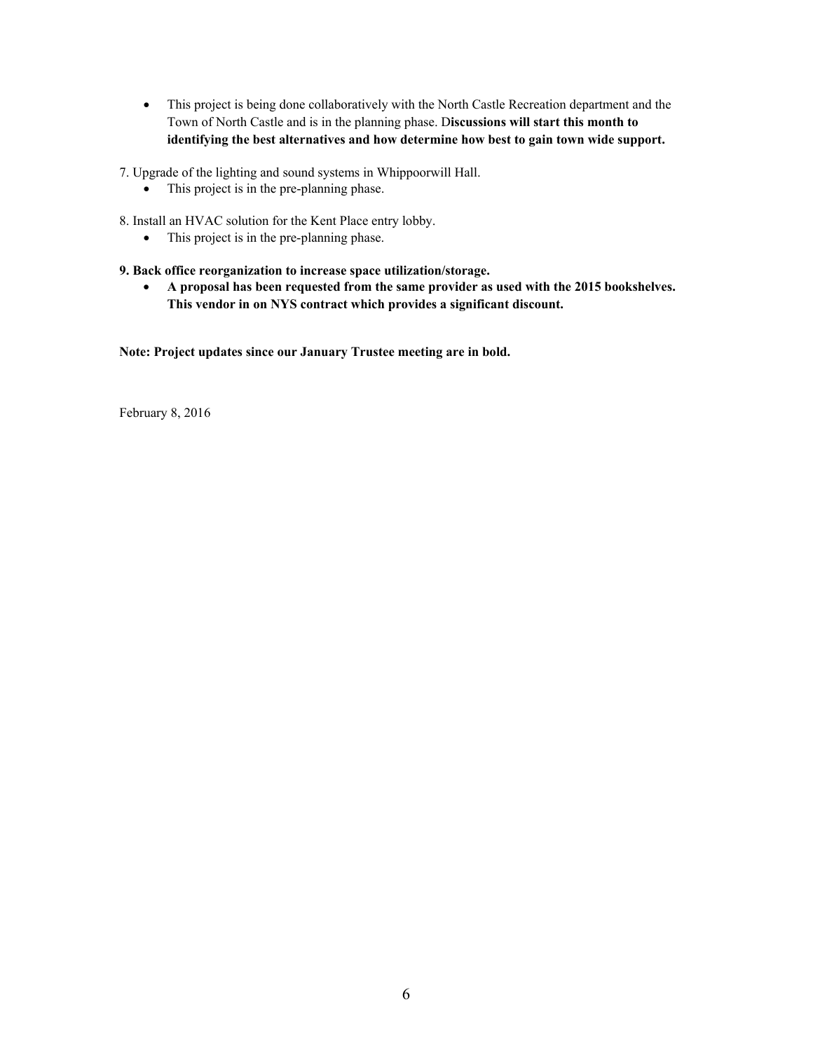- This project is being done collaboratively with the North Castle Recreation department and the Town of North Castle and is in the planning phase. D**iscussions will start this month to identifying the best alternatives and how determine how best to gain town wide support.**

7. Upgrade of the lighting and sound systems in Whippoorwill Hall.
    - This project is in the pre-planning phase.

8. Install an HVAC solution for the Kent Place entry lobby.
    - This project is in the pre-planning phase.

**9. Back office reorganization to increase space utilization/storage.**
- **A proposal has been requested from the same provider as used with the 2015 bookshelves. This vendor in on NYS contract which provides a significant discount.**

**Note: Project updates since our January Trustee meeting are in bold.**

February 8, 2016